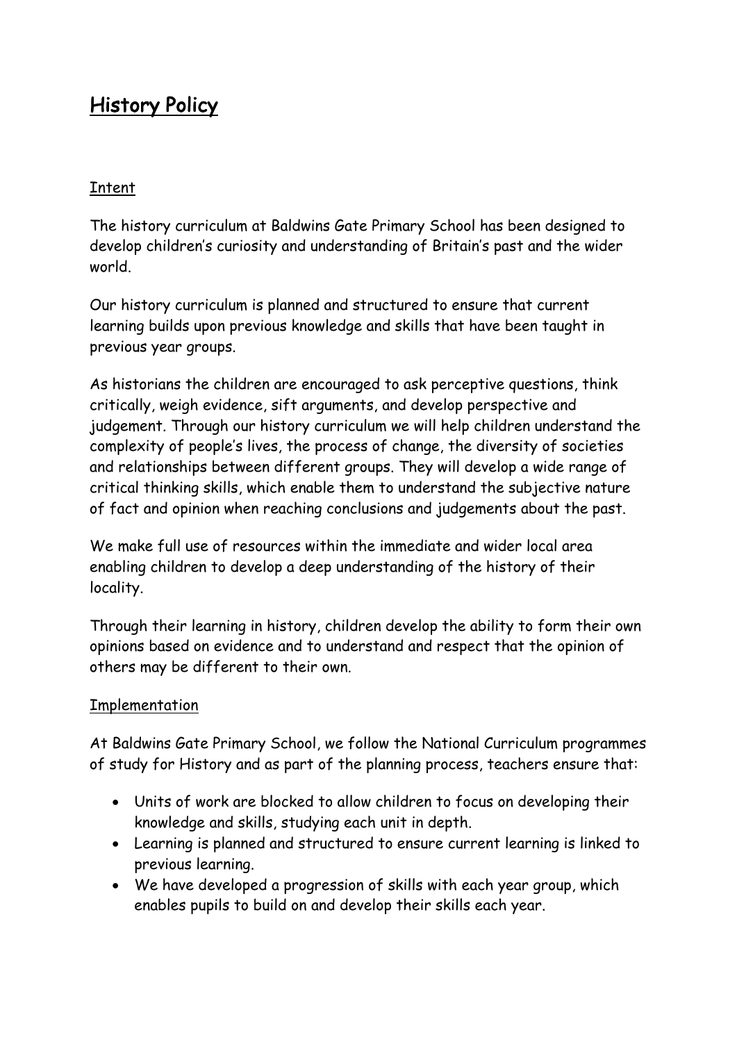# History Policy

## Intent

The history curriculum at Baldwins Gate Primary School has been designed to develop children's curiosity and understanding of Britain's past and the wider world.

Our history curriculum is planned and structured to ensure that current learning builds upon previous knowledge and skills that have been taught in previous year groups.

As historians the children are encouraged to ask perceptive questions, think critically, weigh evidence, sift arguments, and develop perspective and judgement. Through our history curriculum we will help children understand the complexity of people's lives, the process of change, the diversity of societies and relationships between different groups. They will develop a wide range of critical thinking skills, which enable them to understand the subjective nature of fact and opinion when reaching conclusions and judgements about the past.

We make full use of resources within the immediate and wider local area enabling children to develop a deep understanding of the history of their locality.

Through their learning in history, children develop the ability to form their own opinions based on evidence and to understand and respect that the opinion of others may be different to their own.

## Implementation

At Baldwins Gate Primary School, we follow the National Curriculum programmes of study for History and as part of the planning process, teachers ensure that:

- Units of work are blocked to allow children to focus on developing their knowledge and skills, studying each unit in depth.
- Learning is planned and structured to ensure current learning is linked to previous learning.
- We have developed a progression of skills with each year group, which enables pupils to build on and develop their skills each year.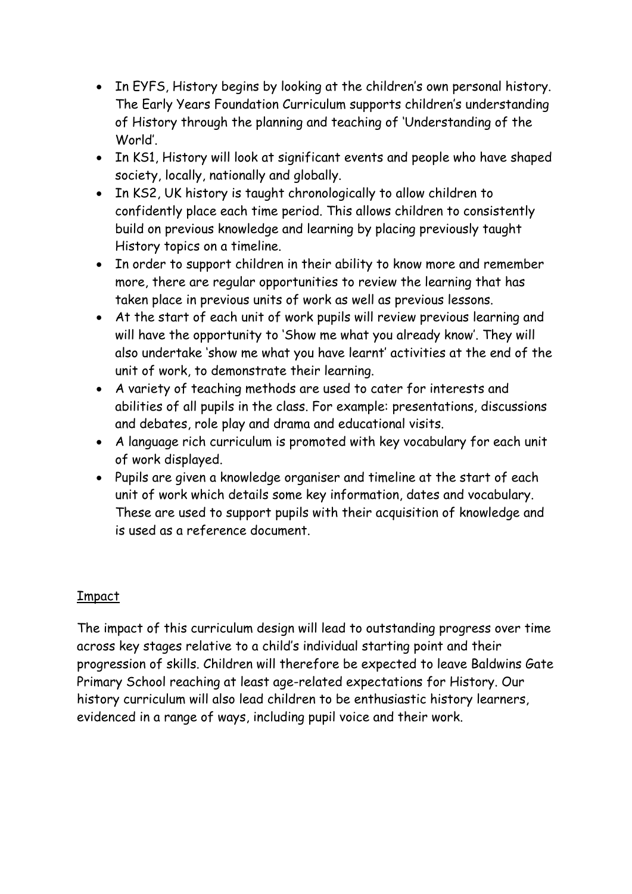- In EYFS, History begins by looking at the children's own personal history. The Early Years Foundation Curriculum supports children's understanding of History through the planning and teaching of 'Understanding of the World'.
- In KS1, History will look at significant events and people who have shaped society, locally, nationally and globally.
- In KS2, UK history is taught chronologically to allow children to confidently place each time period. This allows children to consistently build on previous knowledge and learning by placing previously taught History topics on a timeline.
- In order to support children in their ability to know more and remember more, there are regular opportunities to review the learning that has taken place in previous units of work as well as previous lessons.
- At the start of each unit of work pupils will review previous learning and will have the opportunity to 'Show me what you already know'. They will also undertake 'show me what you have learnt' activities at the end of the unit of work, to demonstrate their learning.
- A variety of teaching methods are used to cater for interests and abilities of all pupils in the class. For example: presentations, discussions and debates, role play and drama and educational visits.
- A language rich curriculum is promoted with key vocabulary for each unit of work displayed.
- Pupils are given a knowledge organiser and timeline at the start of each unit of work which details some key information, dates and vocabulary. These are used to support pupils with their acquisition of knowledge and is used as a reference document.

## Impact

The impact of this curriculum design will lead to outstanding progress over time across key stages relative to a child's individual starting point and their progression of skills. Children will therefore be expected to leave Baldwins Gate Primary School reaching at least age-related expectations for History. Our history curriculum will also lead children to be enthusiastic history learners, evidenced in a range of ways, including pupil voice and their work.